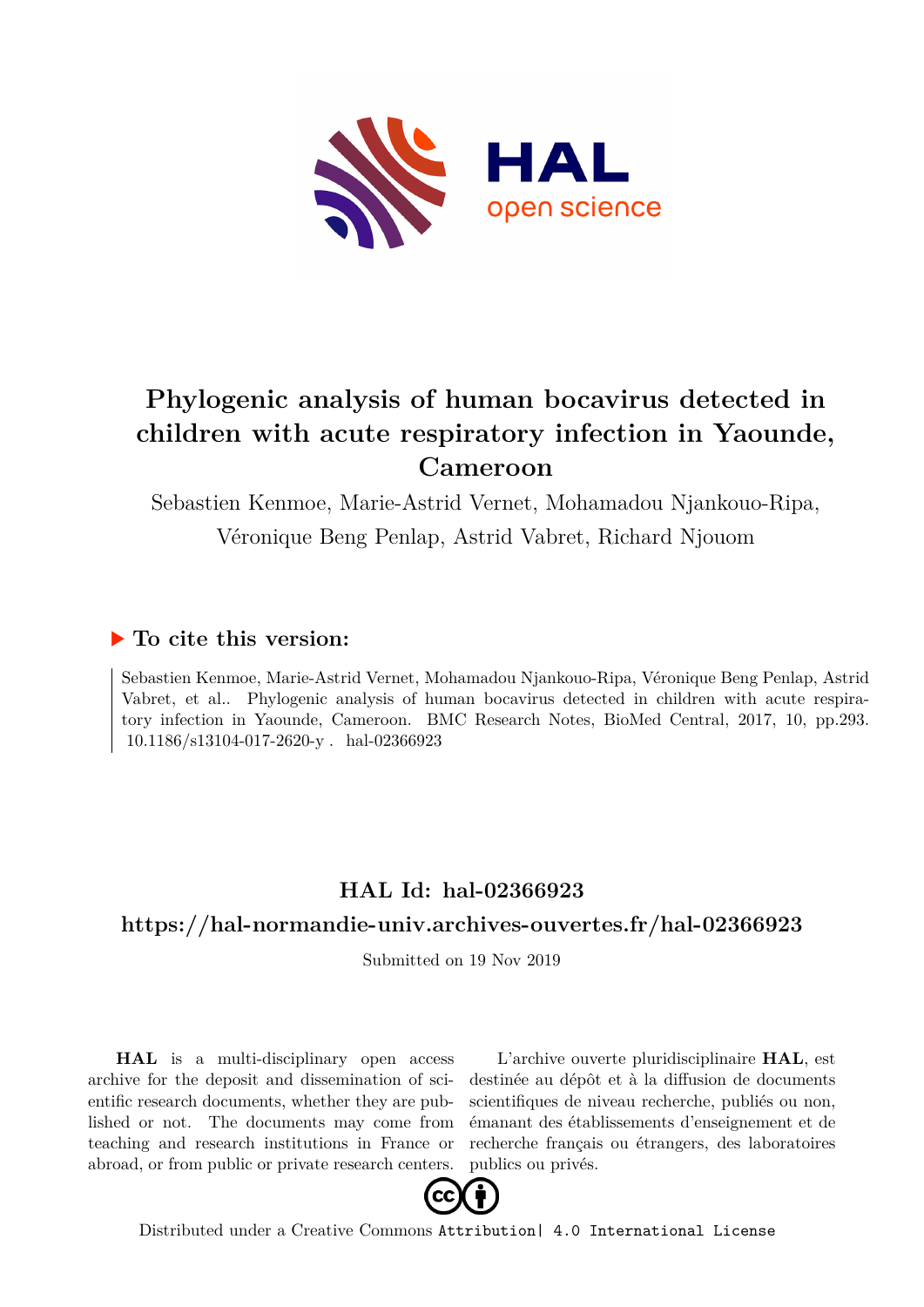# Phylogenic analysis of human bocavirus detected in children with acute respiratory infection in Yaounde, Cameroon

Sebastien Kenmoe, Marie-Astrid Vernet, Mohamadou Njankouo-Ripa, Véronique Beng Penlap, Astrid Vabret, Richard Njouom

## ▶ To cite this version:

Sebastien Kenmoe, Marie-Astrid Vernet, Mohamadou Njankouo-Ripa, Véronique Beng Penlap, Astrid Vabret, et al.. Phylogenic analysis of human bocavirus detected in children with acute respiratory infection in Yaounde, Cameroon. BMC Research Notes, BioMed Central, 2017, 10, pp.293. 10.1186/s13104-017-2620-y . hal-02366923

## HAL Id: hal-02366923

## https://hal-normandie-univ.archives-ouvertes.fr/hal-02366923

Submitted on 19 Nov 2019

**HAL** is a multi-disciplinary open access archive for the deposit and dissemination of scientific research documents, whether they are published or not. The documents may come from teaching and research institutions in France or abroad, or from public or private research centers.

L'archive ouverte pluridisciplinaire **HAL**, est destinée au dépôt et à la diffusion de documents scientifiques de niveau recherche, publiés ou non, émanant des établissements d'enseignement et de recherche français ou étrangers, des laboratoires publics ou privés.

Distributed under a Creative Commons Attribution| 4.0 International License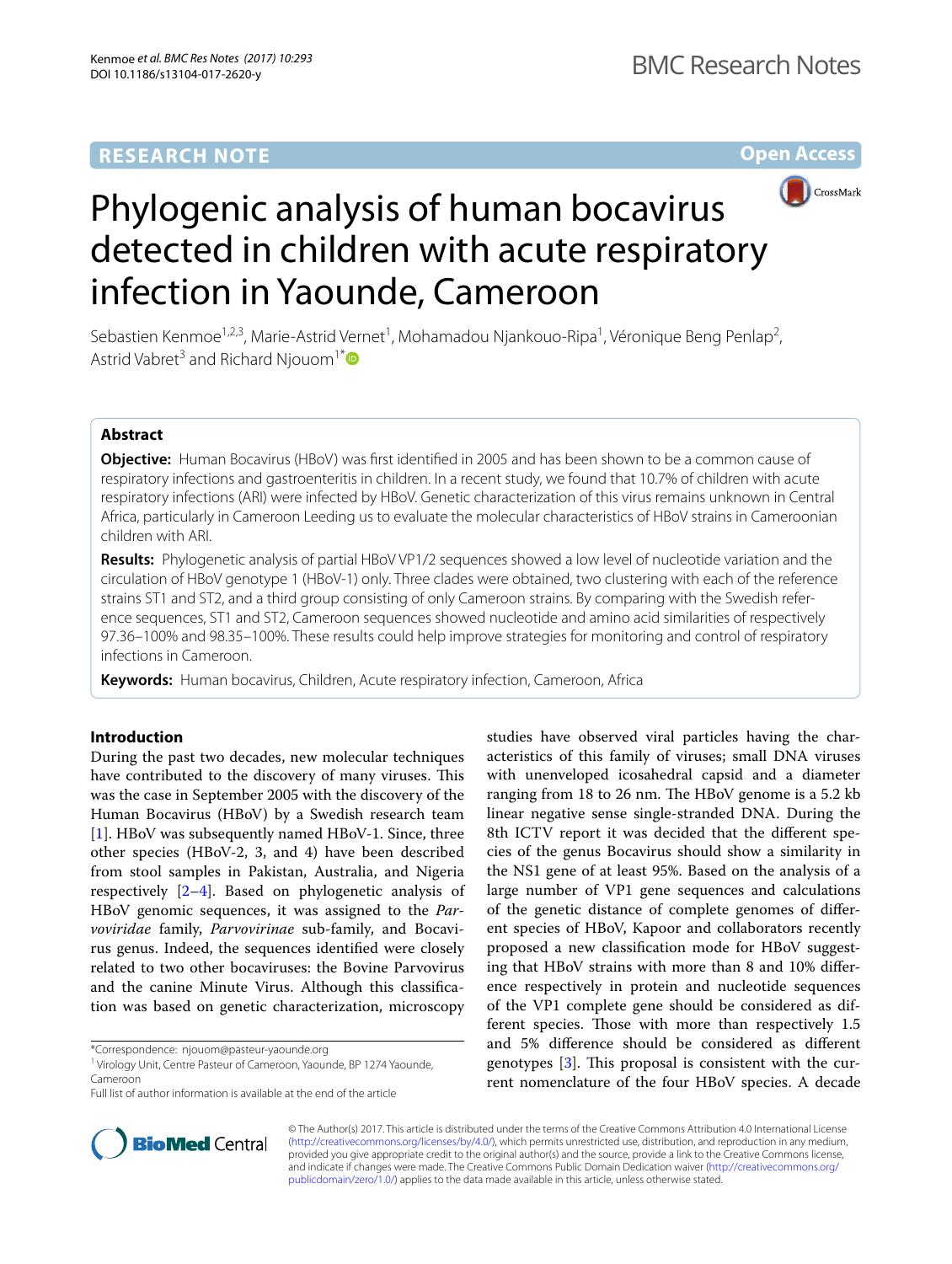# Phylogenic analysis of human bocavirus detected in children with acute respiratory infection in Yaounde, Cameroon

Sebastien Kenmoe[1,2,3], Marie-Astrid Vernet[1], Mohamadou Njankouo-Ripa[1], Véronique Beng Penlap[2], Astrid Vabret[3] and Richard Njouom[1*]

## Abstract

**Objective:** Human Bocavirus (HBoV) was first identified in 2005 and has been shown to be a common cause of respiratory infections and gastroenteritis in children. In a recent study, we found that 10.7% of children with acute respiratory infections (ARI) were infected by HBoV. Genetic characterization of this virus remains unknown in Central Africa, particularly in Cameroon Leeding us to evaluate the molecular characteristics of HBoV strains in Cameroonian children with ARI.

**Results:** Phylogenetic analysis of partial HBoV VP1/2 sequences showed a low level of nucleotide variation and the circulation of HBoV genotype 1 (HBoV-1) only. Three clades were obtained, two clustering with each of the reference strains ST1 and ST2, and a third group consisting of only Cameroon strains. By comparing with the Swedish reference sequences, ST1 and ST2, Cameroon sequences showed nucleotide and amino acid similarities of respectively 97.36–100% and 98.35–100%. These results could help improve strategies for monitoring and control of respiratory infections in Cameroon.

**Keywords:** Human bocavirus, Children, Acute respiratory infection, Cameroon, Africa

## Introduction

During the past two decades, new molecular techniques have contributed to the discovery of many viruses. This was the case in September 2005 with the discovery of the Human Bocavirus (HBoV) by a Swedish research team [1]. HBoV was subsequently named HBoV-1. Since, three other species (HBoV-2, 3, and 4) have been described from stool samples in Pakistan, Australia, and Nigeria respectively [2–4]. Based on phylogenetic analysis of HBoV genomic sequences, it was assigned to the *Parvoviridae* family, *Parvovirinae* sub-family, and Bocavirus genus. Indeed, the sequences identified were closely related to two other bocaviruses: the Bovine Parvovirus and the canine Minute Virus. Although this classification was based on genetic characterization, microscopy studies have observed viral particles having the characteristics of this family of viruses; small DNA viruses with unenveloped icosahedral capsid and a diameter ranging from 18 to 26 nm. The HBoV genome is a 5.2 kb linear negative sense single-stranded DNA. During the 8th ICTV report it was decided that the different species of the genus Bocavirus should show a similarity in the NS1 gene of at least 95%. Based on the analysis of a large number of VP1 gene sequences and calculations of the genetic distance of complete genomes of different species of HBoV, Kapoor and collaborators recently proposed a new classification mode for HBoV suggesting that HBoV strains with more than 8 and 10% difference respectively in protein and nucleotide sequences of the VP1 complete gene should be considered as different species. Those with more than respectively 1.5 and 5% difference should be considered as different genotypes [3]. This proposal is consistent with the current nomenclature of the four HBoV species. A decade

*Correspondence: njouom@pasteur-yaounde.org
[1] Virology Unit, Centre Pasteur of Cameroon, Yaounde, BP 1274 Yaounde, Cameroon
Full list of author information is available at the end of the article

© The Author(s) 2017. This article is distributed under the terms of the Creative Commons Attribution 4.0 International License (http://creativecommons.org/licenses/by/4.0/), which permits unrestricted use, distribution, and reproduction in any medium, provided you give appropriate credit to the original author(s) and the source, provide a link to the Creative Commons license, and indicate if changes were made. The Creative Commons Public Domain Dedication waiver (http://creativecommons.org/publicdomain/zero/1.0/) applies to the data made available in this article, unless otherwise stated.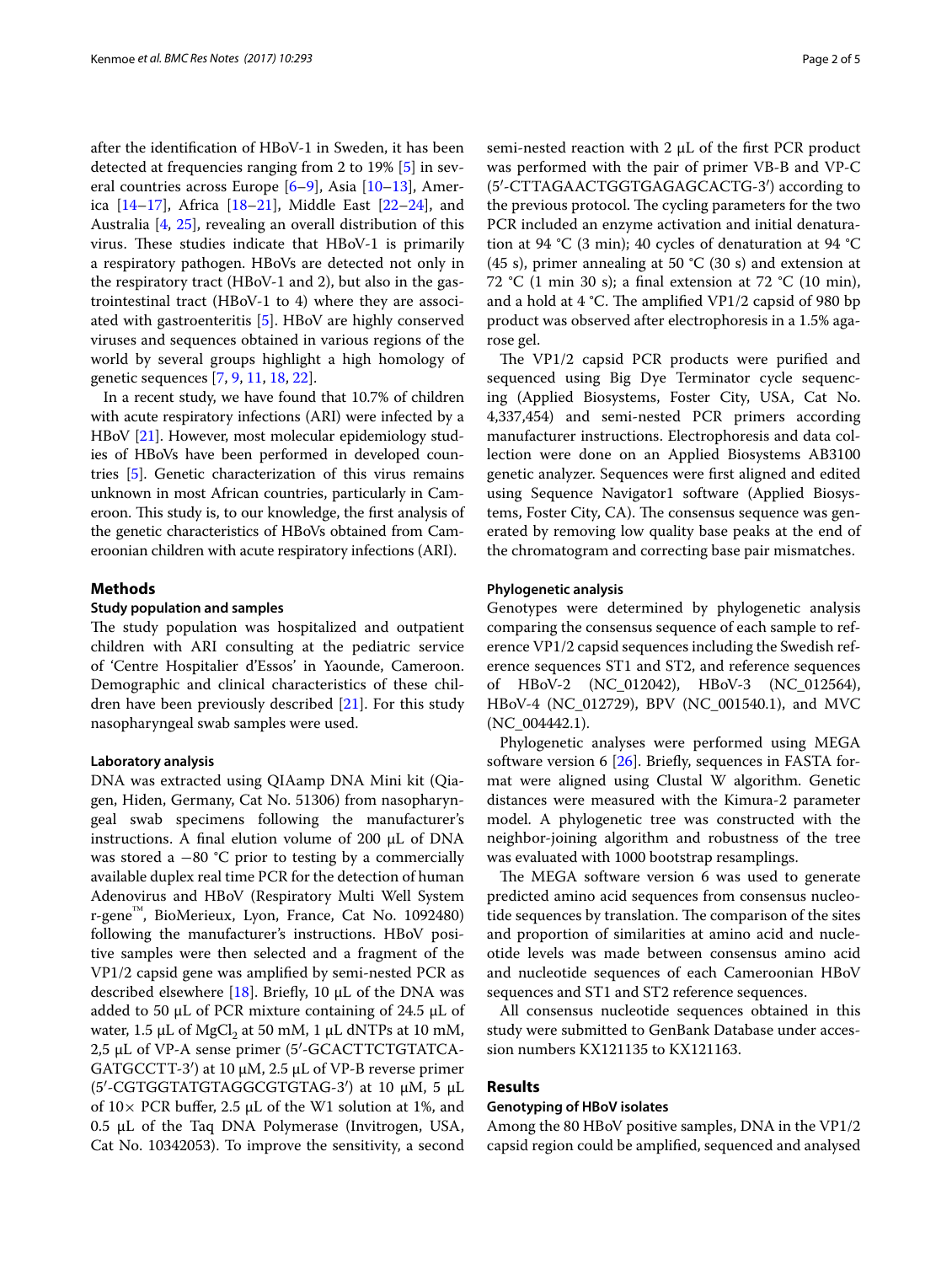after the identification of HBoV-1 in Sweden, it has been detected at frequencies ranging from 2 to 19% [5] in several countries across Europe [6–9], Asia [10–13], America [14–17], Africa [18–21], Middle East [22–24], and Australia [4, 25], revealing an overall distribution of this virus. These studies indicate that HBoV-1 is primarily a respiratory pathogen. HBoVs are detected not only in the respiratory tract (HBoV-1 and 2), but also in the gastrointestinal tract (HBoV-1 to 4) where they are associated with gastroenteritis [5]. HBoV are highly conserved viruses and sequences obtained in various regions of the world by several groups highlight a high homology of genetic sequences [7, 9, 11, 18, 22].

In a recent study, we have found that 10.7% of children with acute respiratory infections (ARI) were infected by a HBoV [21]. However, most molecular epidemiology studies of HBoVs have been performed in developed countries [5]. Genetic characterization of this virus remains unknown in most African countries, particularly in Cameroon. This study is, to our knowledge, the first analysis of the genetic characteristics of HBoVs obtained from Cameroonian children with acute respiratory infections (ARI).

## Methods

### Study population and samples

The study population was hospitalized and outpatient children with ARI consulting at the pediatric service of 'Centre Hospitalier d'Essos' in Yaounde, Cameroon. Demographic and clinical characteristics of these children have been previously described [21]. For this study nasopharyngeal swab samples were used.

### Laboratory analysis

DNA was extracted using QIAamp DNA Mini kit (Qiagen, Hiden, Germany, Cat No. 51306) from nasopharyngeal swab specimens following the manufacturer's instructions. A final elution volume of 200 µL of DNA was stored a −80 °C prior to testing by a commercially available duplex real time PCR for the detection of human Adenovirus and HBoV (Respiratory Multi Well System r-gene™, BioMerieux, Lyon, France, Cat No. 1092480) following the manufacturer's instructions. HBoV positive samples were then selected and a fragment of the VP1/2 capsid gene was amplified by semi-nested PCR as described elsewhere [18]. Briefly, 10 µL of the DNA was added to 50 µL of PCR mixture containing of 24.5 µL of water, 1.5 µL of $MgCl_2$ at 50 mM, 1 µL dNTPs at 10 mM, 2,5 µL of VP-A sense primer (5′-GCACTTCTGTATCAGATGCCTT-3′) at 10 µM, 2.5 µL of VP-B reverse primer (5′-CGTGGTATGTAGGCGTGTAG-3′) at 10 µM, 5 µL of 10× PCR buffer, 2.5 µL of the W1 solution at 1%, and 0.5 µL of the Taq DNA Polymerase (Invitrogen, USA, Cat No. 10342053). To improve the sensitivity, a second semi-nested reaction with 2 µL of the first PCR product was performed with the pair of primer VB-B and VP-C (5′-CTTAGAACTGGTGAGAGCACTG-3′) according to the previous protocol. The cycling parameters for the two PCR included an enzyme activation and initial denaturation at 94 °C (3 min); 40 cycles of denaturation at 94 °C (45 s), primer annealing at 50 °C (30 s) and extension at 72 °C (1 min 30 s); a final extension at 72 °C (10 min), and a hold at 4 °C. The amplified VP1/2 capsid of 980 bp product was observed after electrophoresis in a 1.5% agarose gel.

The VP1/2 capsid PCR products were purified and sequenced using Big Dye Terminator cycle sequencing (Applied Biosystems, Foster City, USA, Cat No. 4,337,454) and semi-nested PCR primers according manufacturer instructions. Electrophoresis and data collection were done on an Applied Biosystems AB3100 genetic analyzer. Sequences were first aligned and edited using Sequence Navigator1 software (Applied Biosystems, Foster City, CA). The consensus sequence was generated by removing low quality base peaks at the end of the chromatogram and correcting base pair mismatches.

### Phylogenetic analysis

Genotypes were determined by phylogenetic analysis comparing the consensus sequence of each sample to reference VP1/2 capsid sequences including the Swedish reference sequences ST1 and ST2, and reference sequences of HBoV-2 (NC_012042), HBoV-3 (NC_012564), HBoV-4 (NC_012729), BPV (NC_001540.1), and MVC (NC_004442.1).

Phylogenetic analyses were performed using MEGA software version 6 [26]. Briefly, sequences in FASTA format were aligned using Clustal W algorithm. Genetic distances were measured with the Kimura-2 parameter model. A phylogenetic tree was constructed with the neighbor-joining algorithm and robustness of the tree was evaluated with 1000 bootstrap resamplings.

The MEGA software version 6 was used to generate predicted amino acid sequences from consensus nucleotide sequences by translation. The comparison of the sites and proportion of similarities at amino acid and nucleotide levels was made between consensus amino acid and nucleotide sequences of each Cameroonian HBoV sequences and ST1 and ST2 reference sequences.

All consensus nucleotide sequences obtained in this study were submitted to GenBank Database under accession numbers KX121135 to KX121163.

## Results

### Genotyping of HBoV isolates

Among the 80 HBoV positive samples, DNA in the VP1/2 capsid region could be amplified, sequenced and analysed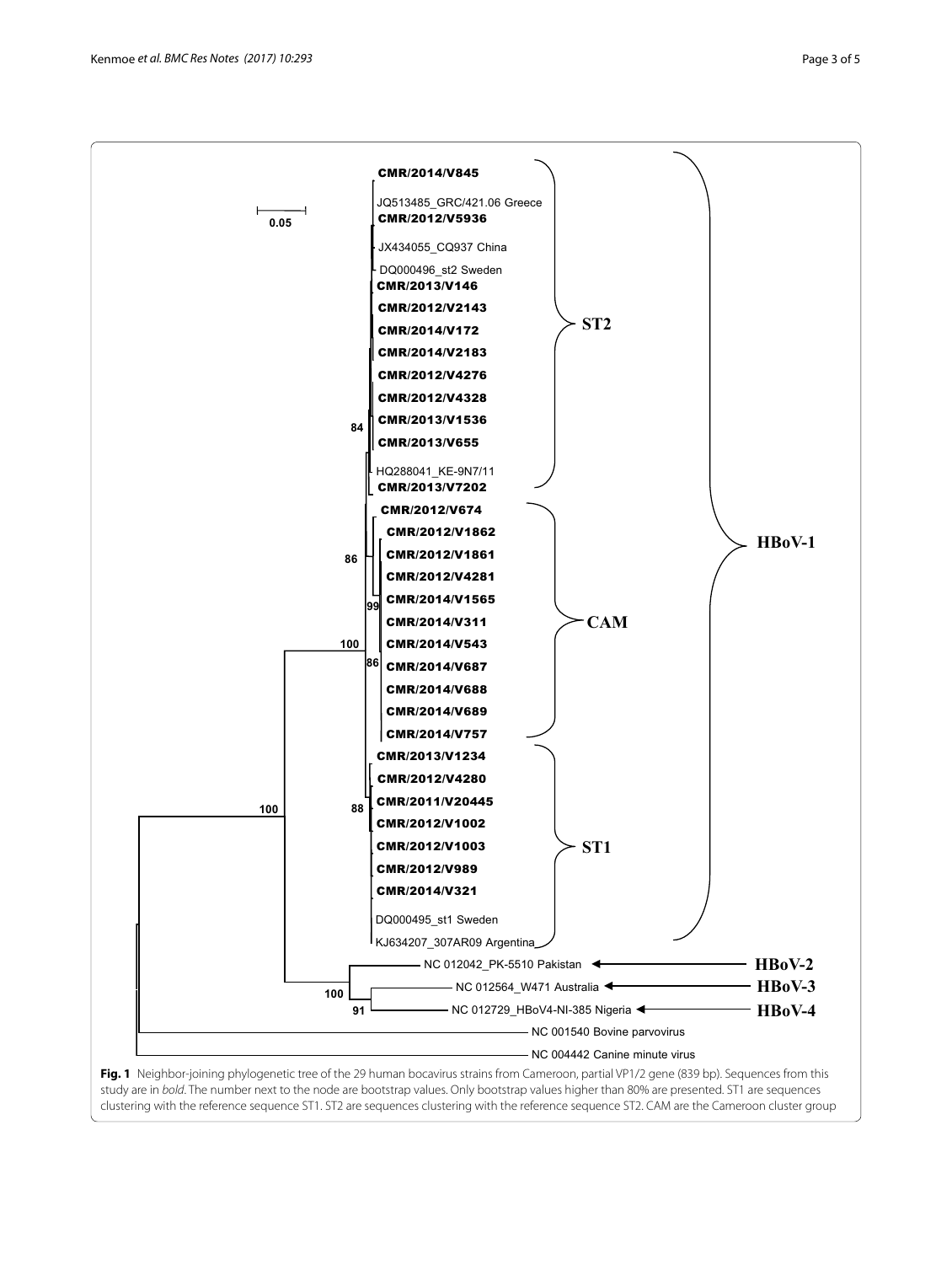**Fig. 1** Neighbor-joining phylogenetic tree of the 29 human bocavirus strains from Cameroon, partial VP1/2 gene (839 bp). Sequences from this study are in *bold*. The number next to the node are bootstrap values. Only bootstrap values higher than 80% are presented. ST1 are sequences clustering with the reference sequence ST1. ST2 are sequences clustering with the reference sequence ST2. CAM are the Cameroon cluster group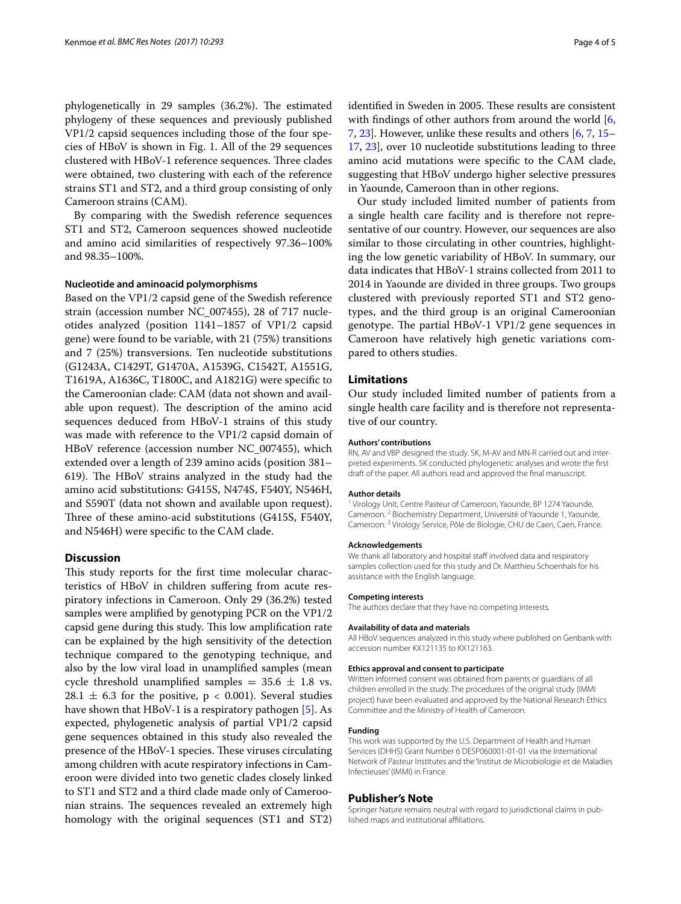phylogenetically in 29 samples (36.2%). The estimated phylogeny of these sequences and previously published VP1/2 capsid sequences including those of the four species of HBoV is shown in Fig. 1. All of the 29 sequences clustered with HBoV-1 reference sequences. Three clades were obtained, two clustering with each of the reference strains ST1 and ST2, and a third group consisting of only Cameroon strains (CAM).

By comparing with the Swedish reference sequences ST1 and ST2, Cameroon sequences showed nucleotide and amino acid similarities of respectively 97.36–100% and 98.35–100%.

#### Nucleotide and aminoacid polymorphisms

Based on the VP1/2 capsid gene of the Swedish reference strain (accession number NC_007455), 28 of 717 nucleotides analyzed (position 1141–1857 of VP1/2 capsid gene) were found to be variable, with 21 (75%) transitions and 7 (25%) transversions. Ten nucleotide substitutions (G1243A, C1429T, G1470A, A1539G, C1542T, A1551G, T1619A, A1636C, T1800C, and A1821G) were specific to the Cameroonian clade: CAM (data not shown and available upon request). The description of the amino acid sequences deduced from HBoV-1 strains of this study was made with reference to the VP1/2 capsid domain of HBoV reference (accession number NC_007455), which extended over a length of 239 amino acids (position 381–619). The HBoV strains analyzed in the study had the amino acid substitutions: G415S, N474S, F540Y, N546H, and S590T (data not shown and available upon request). Three of these amino-acid substitutions (G415S, F540Y, and N546H) were specific to the CAM clade.

## Discussion

This study reports for the first time molecular characteristics of HBoV in children suffering from acute respiratory infections in Cameroon. Only 29 (36.2%) tested samples were amplified by genotyping PCR on the VP1/2 capsid gene during this study. This low amplification rate can be explained by the high sensitivity of the detection technique compared to the genotyping technique, and also by the low viral load in unamplified samples (mean cycle threshold unamplified samples = $35.6 \pm 1.8$ vs. $28.1 \pm 6.3$ for the positive, $p < 0.001$). Several studies have shown that HBoV-1 is a respiratory pathogen [5]. As expected, phylogenetic analysis of partial VP1/2 capsid gene sequences obtained in this study also revealed the presence of the HBoV-1 species. These viruses circulating among children with acute respiratory infections in Cameroon were divided into two genetic clades closely linked to ST1 and ST2 and a third clade made only of Cameroonian strains. The sequences revealed an extremely high homology with the original sequences (ST1 and ST2) identified in Sweden in 2005. These results are consistent with findings of other authors from around the world [6, 7, 23]. However, unlike these results and others [6, 7, 15–17, 23], over 10 nucleotide substitutions leading to three amino acid mutations were specific to the CAM clade, suggesting that HBoV undergo higher selective pressures in Yaounde, Cameroon than in other regions.

Our study included limited number of patients from a single health care facility and is therefore not representative of our country. However, our sequences are also similar to those circulating in other countries, highlighting the low genetic variability of HBoV. In summary, our data indicates that HBoV-1 strains collected from 2011 to 2014 in Yaounde are divided in three groups. Two groups clustered with previously reported ST1 and ST2 genotypes, and the third group is an original Cameroonian genotype. The partial HBoV-1 VP1/2 gene sequences in Cameroon have relatively high genetic variations compared to others studies.

## Limitations

Our study included limited number of patients from a single health care facility and is therefore not representative of our country.

#### Authors' contributions

RN, AV and VBP designed the study. SK, M-AV and MN-R carried out and interpreted experiments. SK conducted phylogenetic analyses and wrote the first draft of the paper. All authors read and approved the final manuscript.

#### Author details

[1] Virology Unit, Centre Pasteur of Cameroon, Yaounde, BP 1274 Yaounde, Cameroon. [2] Biochemistry Department, Université of Yaounde 1, Yaounde, Cameroon. [3] Virology Service, Pôle de Biologie, CHU de Caen, Caen, France.

#### Acknowledgements

We thank all laboratory and hospital staff involved data and respiratory samples collection used for this study and Dr. Matthieu Schoenhals for his assistance with the English language.

#### Competing interests

The authors declare that they have no competing interests.

#### Availability of data and materials

All HBoV sequences analyzed in this study where published on Genbank with accession number KX121135 to KX121163.

#### Ethics approval and consent to participate

Written informed consent was obtained from parents or guardians of all children enrolled in the study. The procedures of the original study (IMMI project) have been evaluated and approved by the National Research Ethics Committee and the Ministry of Health of Cameroon.

#### Funding

This work was supported by the U.S. Department of Health and Human Services (DHHS) Grant Number 6 DESP060001-01-01 via the International Network of Pasteur Institutes and the 'Institut de Microbiologie et de Maladies Infectieuses' (IMMI) in France.

## Publisher's Note

Springer Nature remains neutral with regard to jurisdictional claims in published maps and institutional affiliations.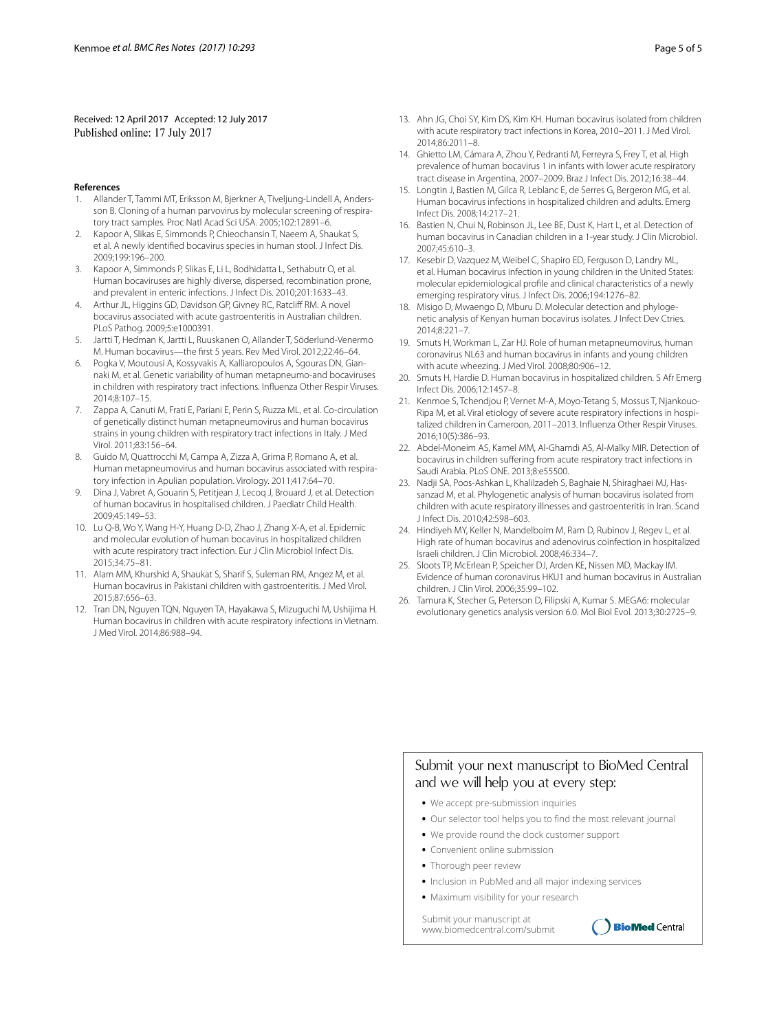Received: 12 April 2017 Accepted: 12 July 2017
Published online: 17 July 2017

**References**

1. Allander T, Tammi MT, Eriksson M, Bjerkner A, Tiveljung-Lindell A, Andersson B. Cloning of a human parvovirus by molecular screening of respiratory tract samples. Proc Natl Acad Sci USA. 2005;102:12891–6.
2. Kapoor A, Slikas E, Simmonds P, Chieochansin T, Naeem A, Shaukat S, et al. A newly identified bocavirus species in human stool. J Infect Dis. 2009;199:196–200.
3. Kapoor A, Simmonds P, Slikas E, Li L, Bodhidatta L, Sethabutr O, et al. Human bocaviruses are highly diverse, dispersed, recombination prone, and prevalent in enteric infections. J Infect Dis. 2010;201:1633–43.
4. Arthur JL, Higgins GD, Davidson GP, Givney RC, Ratcliff RM. A novel bocavirus associated with acute gastroenteritis in Australian children. PLoS Pathog. 2009;5:e1000391.
5. Jartti T, Hedman K, Jartti L, Ruuskanen O, Allander T, Söderlund-Venermo M. Human bocavirus—the first 5 years. Rev Med Virol. 2012;22:46–64.
6. Pogka V, Moutousi A, Kossyvakis A, Kalliaropoulos A, Sgouras DN, Giannaki M, et al. Genetic variability of human metapneumo-and bocaviruses in children with respiratory tract infections. Influenza Other Respir Viruses. 2014;8:107–15.
7. Zappa A, Canuti M, Frati E, Pariani E, Perin S, Ruzza ML, et al. Co-circulation of genetically distinct human metapneumovirus and human bocavirus strains in young children with respiratory tract infections in Italy. J Med Virol. 2011;83:156–64.
8. Guido M, Quattrocchi M, Campa A, Zizza A, Grima P, Romano A, et al. Human metapneumovirus and human bocavirus associated with respiratory infection in Apulian population. Virology. 2011;417:64–70.
9. Dina J, Vabret A, Gouarin S, Petitjean J, Lecoq J, Brouard J, et al. Detection of human bocavirus in hospitalised children. J Paediatr Child Health. 2009;45:149–53.
10. Lu Q-B, Wo Y, Wang H-Y, Huang D-D, Zhao J, Zhang X-A, et al. Epidemic and molecular evolution of human bocavirus in hospitalized children with acute respiratory tract infection. Eur J Clin Microbiol Infect Dis. 2015;34:75–81.
11. Alam MM, Khurshid A, Shaukat S, Sharif S, Suleman RM, Angez M, et al. Human bocavirus in Pakistani children with gastroenteritis. J Med Virol. 2015;87:656–63.
12. Tran DN, Nguyen TQN, Nguyen TA, Hayakawa S, Mizuguchi M, Ushijima H. Human bocavirus in children with acute respiratory infections in Vietnam. J Med Virol. 2014;86:988–94.
13. Ahn JG, Choi SY, Kim DS, Kim KH. Human bocavirus isolated from children with acute respiratory tract infections in Korea, 2010–2011. J Med Virol. 2014;86:2011–8.
14. Ghietto LM, Cámara A, Zhou Y, Pedranti M, Ferreyra S, Frey T, et al. High prevalence of human bocavirus 1 in infants with lower acute respiratory tract disease in Argentina, 2007–2009. Braz J Infect Dis. 2012;16:38–44.
15. Longtin J, Bastien M, Gilca R, Leblanc E, de Serres G, Bergeron MG, et al. Human bocavirus infections in hospitalized children and adults. Emerg Infect Dis. 2008;14:217–21.
16. Bastien N, Chui N, Robinson JL, Lee BE, Dust K, Hart L, et al. Detection of human bocavirus in Canadian children in a 1-year study. J Clin Microbiol. 2007;45:610–3.
17. Kesebir D, Vazquez M, Weibel C, Shapiro ED, Ferguson D, Landry ML, et al. Human bocavirus infection in young children in the United States: molecular epidemiological profile and clinical characteristics of a newly emerging respiratory virus. J Infect Dis. 2006;194:1276–82.
18. Misigo D, Mwaengo D, Mburu D. Molecular detection and phylogenetic analysis of Kenyan human bocavirus isolates. J Infect Dev Ctries. 2014;8:221–7.
19. Smuts H, Workman L, Zar HJ. Role of human metapneumovirus, human coronavirus NL63 and human bocavirus in infants and young children with acute wheezing. J Med Virol. 2008;80:906–12.
20. Smuts H, Hardie D. Human bocavirus in hospitalized children. S Afr Emerg Infect Dis. 2006;12:1457–8.
21. Kenmoe S, Tchendjou P, Vernet M-A, Moyo-Tetang S, Mossus T, Njankouo-Ripa M, et al. Viral etiology of severe acute respiratory infections in hospitalized children in Cameroon, 2011–2013. Influenza Other Respir Viruses. 2016;10(5):386–93.
22. Abdel-Moneim AS, Kamel MM, Al-Ghamdi AS, Al-Malky MIR. Detection of bocavirus in children suffering from acute respiratory tract infections in Saudi Arabia. PLoS ONE. 2013;8:e55500.
23. Nadji SA, Poos-Ashkan L, Khalilzadeh S, Baghaie N, Shiraghaei MJ, Hassanzad M, et al. Phylogenetic analysis of human bocavirus isolated from children with acute respiratory illnesses and gastroenteritis in Iran. Scand J Infect Dis. 2010;42:598–603.
24. Hindiyeh MY, Keller N, Mandelboim M, Ram D, Rubinov J, Regev L, et al. High rate of human bocavirus and adenovirus coinfection in hospitalized Israeli children. J Clin Microbiol. 2008;46:334–7.
25. Sloots TP, McErlean P, Speicher DJ, Arden KE, Nissen MD, Mackay IM. Evidence of human coronavirus HKU1 and human bocavirus in Australian children. J Clin Virol. 2006;35:99–102.
26. Tamura K, Stecher G, Peterson D, Filipski A, Kumar S. MEGA6: molecular evolutionary genetics analysis version 6.0. Mol Biol Evol. 2013;30:2725–9.

Submit your next manuscript to BioMed Central and we will help you at every step:

- We accept pre-submission inquiries
- Our selector tool helps you to find the most relevant journal
- We provide round the clock customer support
- Convenient online submission
- Thorough peer review
- Inclusion in PubMed and all major indexing services
- Maximum visibility for your research

Submit your manuscript at www.biomedcentral.com/submit

BioMed Central